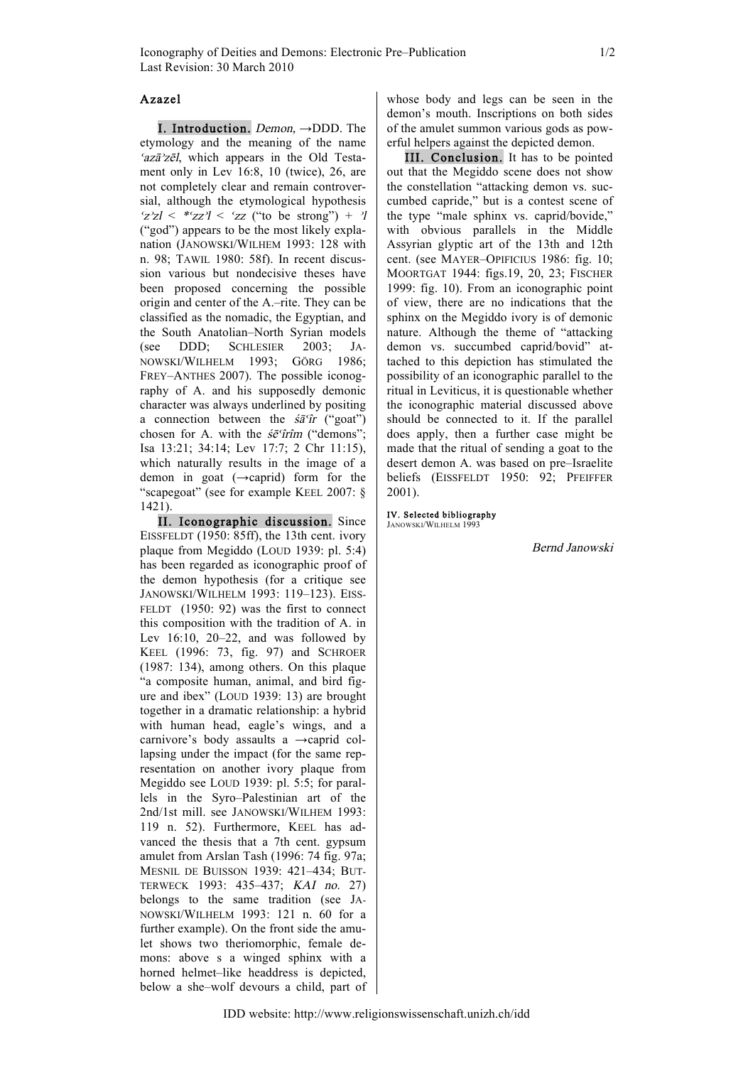# Azazel

**I. Introduction.** *Demon*, →DDD. The etymology and the meaning of the name *ʿazāʾzēl*, which appears in the Old Testament only in Lev 16:8, 10 (twice), 26, are not completely clear and remain controversial, although the etymological hypothesis *ʿzʾzl* < *\*ʿzzʾl* < *ʿzz* ("to be strong") + *ʾl* ("god") appears to be the most likely explanation (JANOWSKI/WILHEM 1993: 128 with n. 98; TAWIL 1980: 58f). In recent discussion various but nondecisive theses have been proposed concerning the possible origin and center of the A.–rite. They can be classified as the nomadic, the Egyptian, and the South Anatolian–North Syrian models (see DDD; SCHLESIER 2003; JANOWSKI/WILHELM 1993; GÖRG 1986; FREY–ANTHES 2007). The possible iconography of A. and his supposedly demonic character was always underlined by positing a connection between the *śāʿîr* ("goat") chosen for A. with the *śēʿîrîm* ("demons"; Isa 13:21; 34:14; Lev 17:7; 2 Chr 11:15), which naturally results in the image of a demon in goat (→caprid) form for the "scapegoat" (see for example KEEL 2007: § 1421).

**II. Iconographic discussion.** Since EISSFELDT (1950: 85ff), the 13th cent. ivory plaque from Megiddo (LOUD 1939: pl. 5:4) has been regarded as iconographic proof of the demon hypothesis (for a critique see JANOWSKI/WILHELM 1993: 119–123). EISSFELDT (1950: 92) was the first to connect this composition with the tradition of A. in Lev 16:10, 20–22, and was followed by KEEL (1996: 73, fig. 97) and SCHROER (1987: 134), among others. On this plaque "a composite human, animal, and bird figure and ibex" (LOUD 1939: 13) are brought together in a dramatic relationship: a hybrid with human head, eagle's wings, and a carnivore's body assaults a →caprid collapsing under the impact (for the same representation on another ivory plaque from Megiddo see LOUD 1939: pl. 5:5; for parallels in the Syro–Palestinian art of the 2nd/1st mill. see JANOWSKI/WILHEM 1993: 119 n. 52). Furthermore, KEEL has advanced the thesis that a 7th cent. gypsum amulet from Arslan Tash (1996: 74 fig. 97a; MESNIL DE BUISSON 1939: 421–434; BUTTERWECK 1993: 435–437; *KAI no.* 27) belongs to the same tradition (see JANOWSKI/WILHELM 1993: 121 n. 60 for a further example). On the front side the amulet shows two theriomorphic, female demons: above s a winged sphinx with a horned helmet–like headdress is depicted, below a she–wolf devours a child, part of whose body and legs can be seen in the demon's mouth. Inscriptions on both sides of the amulet summon various gods as powerful helpers against the depicted demon.

**III. Conclusion.** It has to be pointed out that the Megiddo scene does not show the constellation "attacking demon vs. succumbed capride," but is a contest scene of the type "male sphinx vs. caprid/bovide," with obvious parallels in the Middle Assyrian glyptic art of the 13th and 12th cent. (see MAYER–OPIFICIUS 1986: fig. 10; MOORTGAT 1944: figs.19, 20, 23; FISCHER 1999: fig. 10). From an iconographic point of view, there are no indications that the sphinx on the Megiddo ivory is of demonic nature. Although the theme of "attacking demon vs. succumbed caprid/bovid" attached to this depiction has stimulated the possibility of an iconographic parallel to the ritual in Leviticus, it is questionable whether the iconographic material discussed above should be connected to it. If the parallel does apply, then a further case might be made that the ritual of sending a goat to the desert demon A. was based on pre–Israelite beliefs (EISSFELDT 1950: 92; PFEIFFER 2001).

**IV. Selected bibliography**
JANOWSKI/WILHELM 1993

*Bernd Janowski*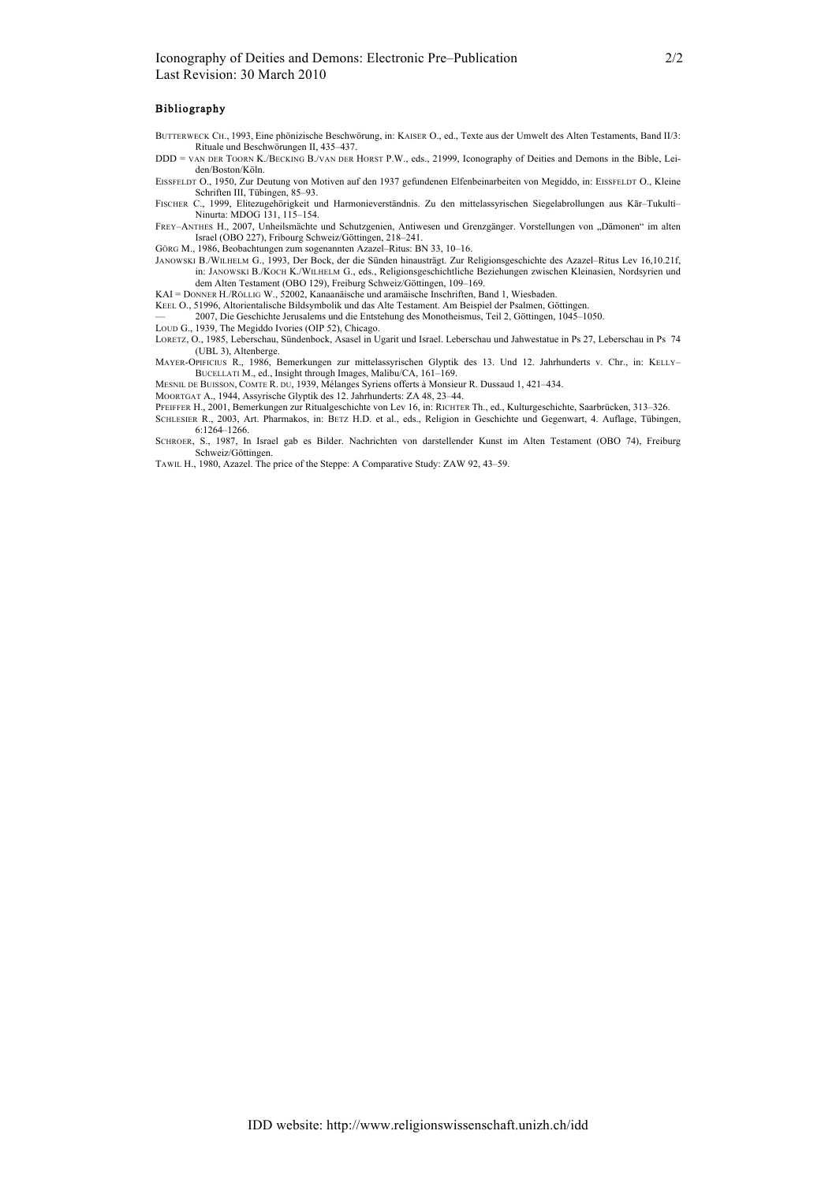### Bibliography

BUTTERWECK CH., 1993, Eine phönizische Beschwörung, in: KAISER O., ed., Texte aus der Umwelt des Alten Testaments, Band II/3: Rituale und Beschwörungen II, 435–437.

DDD = VAN DER TOORN K./BECKING B./VAN DER HORST P.W., eds., 21999, Iconography of Deities and Demons in the Bible, Leiden/Boston/Köln.

EISSFELDT O., 1950, Zur Deutung von Motiven auf den 1937 gefundenen Elfenbeinarbeiten von Megiddo, in: EISSFELDT O., Kleine Schriften III, Tübingen, 85–93.

FISCHER C., 1999, Elitezugehörigkeit und Harmonieverständnis. Zu den mittelassyrischen Siegelabrollungen aus Kār–Tukulti–Ninurta: MDOG 131, 115–154.

FREY–ANTHES H., 2007, Unheilsmächte und Schutzgenien, Antiwesen und Grenzgänger. Vorstellungen von „Dämonen" im alten Israel (OBO 227), Fribourg Schweiz/Göttingen, 218–241.

GÖRG M., 1986, Beobachtungen zum sogenannten Azazel–Ritus: BN 33, 10–16.

JANOWSKI B./WILHELM G., 1993, Der Bock, der die Sünden hinausträgt. Zur Religionsgeschichte des Azazel–Ritus Lev 16,10.21f, in: JANOWSKI B./KOCH K./WILHELM G., eds., Religionsgeschichtliche Beziehungen zwischen Kleinasien, Nordsyrien und dem Alten Testament (OBO 129), Freiburg Schweiz/Göttingen, 109–169.

KAI = DONNER H./RÖLLIG W., 52002, Kanaanäische und aramäische Inschriften, Band 1, Wiesbaden.

KEEL O., 51996, Altorientalische Bildsymbolik und das Alte Testament. Am Beispiel der Psalmen, Göttingen.

— 2007, Die Geschichte Jerusalems und die Entstehung des Monotheismus, Teil 2, Göttingen, 1045–1050.

LOUD G., 1939, The Megiddo Ivories (OIP 52), Chicago.

LORETZ, O., 1985, Leberschau, Sündenbock, Asasel in Ugarit und Israel. Leberschau und Jahwestatue in Ps 27, Leberschau in Ps 74 (UBL 3), Altenberge.

MAYER-OPIFICIUS R., 1986, Bemerkungen zur mittelassyrischen Glyptik des 13. Und 12. Jahrhunderts v. Chr., in: KELLY–BUCELLATI M., ed., Insight through Images, Malibu/CA, 161–169.

MESNIL DE BUISSON, COMTE R. DU, 1939, Mélanges Syriens offerts à Monsieur R. Dussaud 1, 421–434.

MOORTGAT A., 1944, Assyrische Glyptik des 12. Jahrhunderts: ZA 48, 23–44.

PFEIFFER H., 2001, Bemerkungen zur Ritualgeschichte von Lev 16, in: RICHTER Th., ed., Kulturgeschichte, Saarbrücken, 313–326.

SCHLESIER R., 2003, Art. Pharmakos, in: BETZ H.D. et al., eds., Religion in Geschichte und Gegenwart, 4. Auflage, Tübingen, 6:1264–1266.

SCHROER, S., 1987, In Israel gab es Bilder. Nachrichten von darstellender Kunst im Alten Testament (OBO 74), Freiburg Schweiz/Göttingen.

TAWIL H., 1980, Azazel. The price of the Steppe: A Comparative Study: ZAW 92, 43–59.